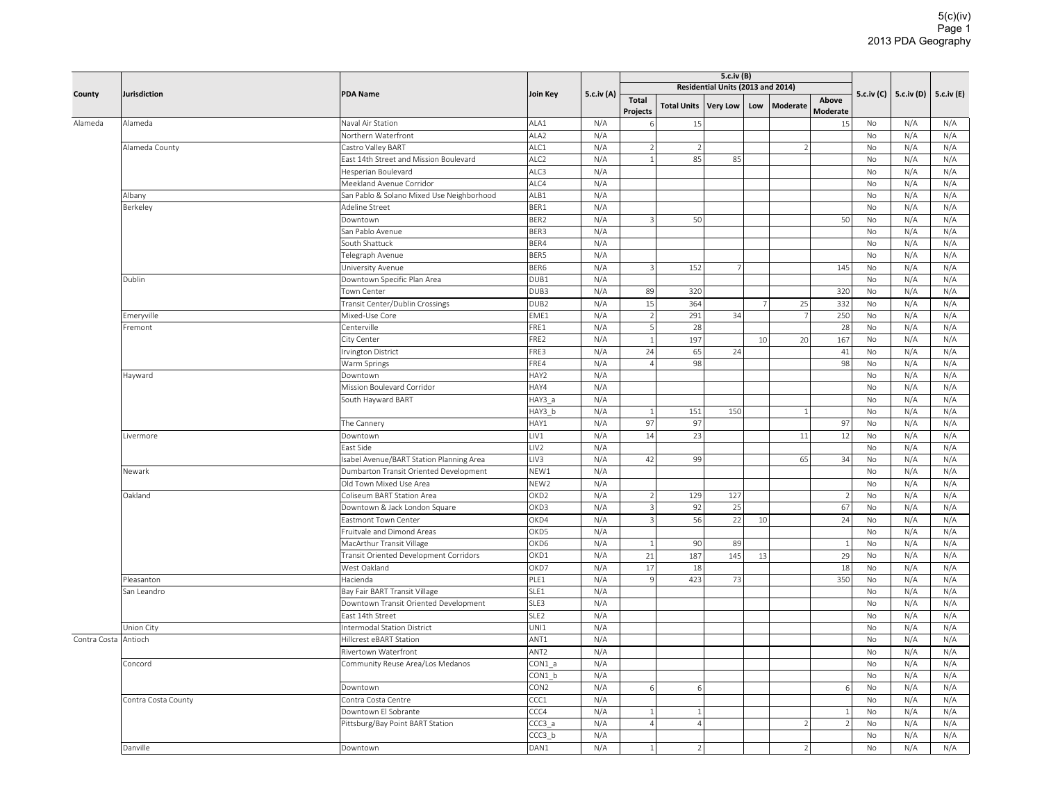| County | Jurisdiction | PDA Name | Join Key | 5.c.iv (A) | 5.c.iv (B) | | | | | | 5.c.iv (C) | 5.c.iv (D) | 5.c.iv (E) |
|---|---|---|---|---|---|---|---|---|---|---|---|---|---|
| | | | | | Residential Units (2013 and 2014) | | | | | | | | |
| | | | | | Total Projects | Total Units | Very Low | Low | Moderate | Above Moderate | | | |
| Alameda | Alameda | Naval Air Station | ALA1 | N/A | 6 | 15 | | | | 15 | No | N/A | N/A |
| | | Northern Waterfront | ALA2 | N/A | | | | | | | No | N/A | N/A |
| | Alameda County | Castro Valley BART | ALC1 | N/A | 2 | 2 | | | 2 | | No | N/A | N/A |
| | | East 14th Street and Mission Boulevard | ALC2 | N/A | 1 | 85 | 85 | | | | No | N/A | N/A |
| | | Hesperian Boulevard | ALC3 | N/A | | | | | | | No | N/A | N/A |
| | | Meekland Avenue Corridor | ALC4 | N/A | | | | | | | No | N/A | N/A |
| | Albany | San Pablo & Solano Mixed Use Neighborhood | ALB1 | N/A | | | | | | | No | N/A | N/A |
| | Berkeley | Adeline Street | BER1 | N/A | | | | | | | No | N/A | N/A |
| | | Downtown | BER2 | N/A | 3 | 50 | | | | 50 | No | N/A | N/A |
| | | San Pablo Avenue | BER3 | N/A | | | | | | | No | N/A | N/A |
| | | South Shattuck | BER4 | N/A | | | | | | | No | N/A | N/A |
| | | Telegraph Avenue | BER5 | N/A | | | | | | | No | N/A | N/A |
| | | University Avenue | BER6 | N/A | 3 | 152 | 7 | | | 145 | No | N/A | N/A |
| | Dublin | Downtown Specific Plan Area | DUB1 | N/A | | | | | | | No | N/A | N/A |
| | | Town Center | DUB3 | N/A | 89 | 320 | | | | 320 | No | N/A | N/A |
| | | Transit Center/Dublin Crossings | DUB2 | N/A | 15 | 364 | | 7 | 25 | 332 | No | N/A | N/A |
| | Emeryville | Mixed-Use Core | EME1 | N/A | 2 | 291 | 34 | | 7 | 250 | No | N/A | N/A |
| | Fremont | Centerville | FRE1 | N/A | 5 | 28 | | | | 28 | No | N/A | N/A |
| | | City Center | FRE2 | N/A | 1 | 197 | | 10 | 20 | 167 | No | N/A | N/A |
| | | Irvington District | FRE3 | N/A | 24 | 65 | 24 | | | 41 | No | N/A | N/A |
| | | Warm Springs | FRE4 | N/A | 4 | 98 | | | | 98 | No | N/A | N/A |
| | Hayward | Downtown | HAY2 | N/A | | | | | | | No | N/A | N/A |
| | | Mission Boulevard Corridor | HAY4 | N/A | | | | | | | No | N/A | N/A |
| | | South Hayward BART | HAY3_a | N/A | | | | | | | No | N/A | N/A |
| | | | HAY3_b | N/A | 1 | 151 | 150 | | 1 | | No | N/A | N/A |
| | | The Cannery | HAY1 | N/A | 97 | 97 | | | | 97 | No | N/A | N/A |
| | Livermore | Downtown | LIV1 | N/A | 14 | 23 | | | 11 | 12 | No | N/A | N/A |
| | | East Side | LIV2 | N/A | | | | | | | No | N/A | N/A |
| | | Isabel Avenue/BART Station Planning Area | LIV3 | N/A | 42 | 99 | | | 65 | 34 | No | N/A | N/A |
| | Newark | Dumbarton Transit Oriented Development | NEW1 | N/A | | | | | | | No | N/A | N/A |
| | | Old Town Mixed Use Area | NEW2 | N/A | | | | | | | No | N/A | N/A |
| | Oakland | Coliseum BART Station Area | OKD2 | N/A | 2 | 129 | 127 | | | 2 | No | N/A | N/A |
| | | Downtown & Jack London Square | OKD3 | N/A | 3 | 92 | 25 | | | 67 | No | N/A | N/A |
| | | Eastmont Town Center | OKD4 | N/A | 3 | 56 | 22 | 10 | | 24 | No | N/A | N/A |
| | | Fruitvale and Dimond Areas | OKD5 | N/A | | | | | | | No | N/A | N/A |
| | | MacArthur Transit Village | OKD6 | N/A | 1 | 90 | 89 | | | 1 | No | N/A | N/A |
| | | Transit Oriented Development Corridors | OKD1 | N/A | 21 | 187 | 145 | 13 | | 29 | No | N/A | N/A |
| | | West Oakland | OKD7 | N/A | 17 | 18 | | | | 18 | No | N/A | N/A |
| | Pleasanton | Hacienda | PLE1 | N/A | 9 | 423 | 73 | | | 350 | No | N/A | N/A |
| | San Leandro | Bay Fair BART Transit Village | SLE1 | N/A | | | | | | | No | N/A | N/A |
| | | Downtown Transit Oriented Development | SLE3 | N/A | | | | | | | No | N/A | N/A |
| | | East 14th Street | SLE2 | N/A | | | | | | | No | N/A | N/A |
| | Union City | Intermodal Station District | UNI1 | N/A | | | | | | | No | N/A | N/A |
| Contra Costa | Antioch | Hillcrest eBART Station | ANT1 | N/A | | | | | | | No | N/A | N/A |
| | | Rivertown Waterfront | ANT2 | N/A | | | | | | | No | N/A | N/A |
| | Concord | Community Reuse Area/Los Medanos | CON1_a | N/A | | | | | | | No | N/A | N/A |
| | | | CON1_b | N/A | | | | | | | No | N/A | N/A |
| | | Downtown | CON2 | N/A | 6 | 6 | | | | 6 | No | N/A | N/A |
| | Contra Costa County | Contra Costa Centre | CCC1 | N/A | | | | | | | No | N/A | N/A |
| | | Downtown El Sobrante | CCC4 | N/A | 1 | 1 | | | | 1 | No | N/A | N/A |
| | | Pittsburg/Bay Point BART Station | CCC3_a | N/A | 4 | 4 | | | 2 | 2 | No | N/A | N/A |
| | | | CCC3_b | N/A | | | | | | | No | N/A | N/A |
| | Danville | Downtown | DAN1 | N/A | 1 | 2 | | | 2 | | No | N/A | N/A |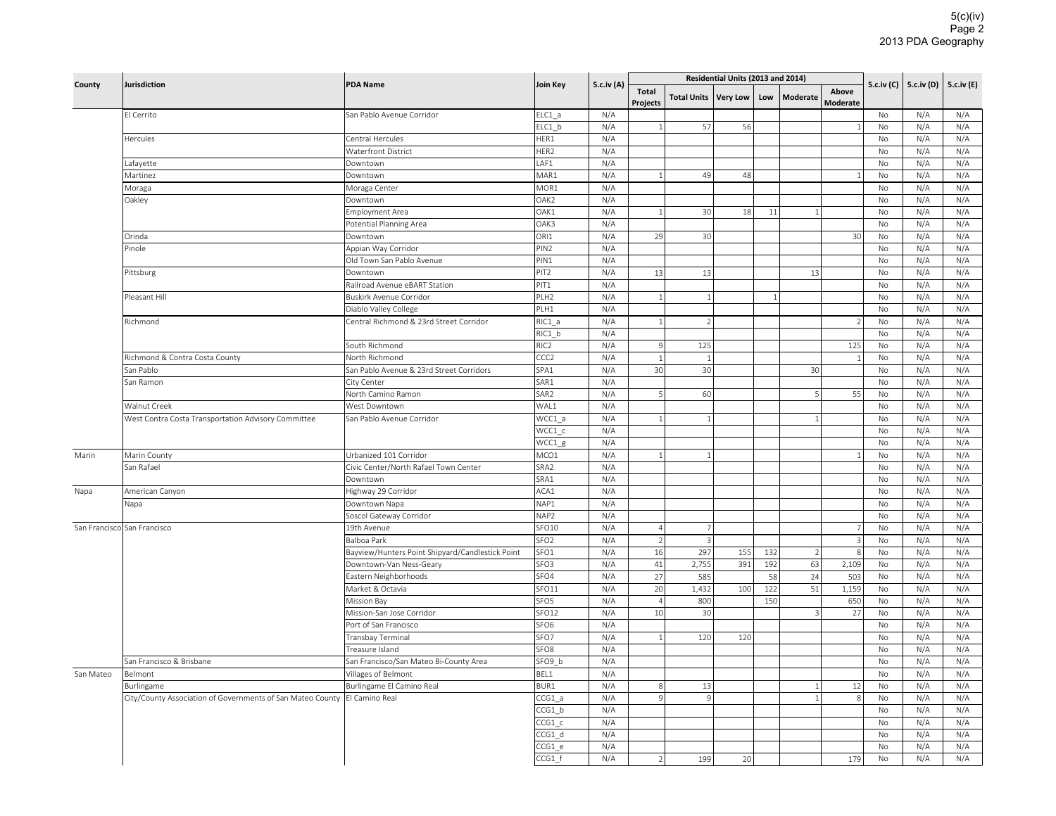| County | Jurisdiction | PDA Name | Join Key | 5.c.iv (A) | Residential Units (2013 and 2014) | | | | | | 5.c.iv (C) | 5.c.iv (D) | 5.c.iv (E) |
|---|---|---|---|---|---|---|---|---|---|---|---|---|---|
| | | | | | Total Projects | Total Units | Very Low | Low | Moderate | Above Moderate | | | |
| | El Cerrito | San Pablo Avenue Corridor | ELC1_a | N/A | | | | | | | No | N/A | N/A |
| | | | ELC1_b | N/A | 1 | 57 | 56 | | | 1 | No | N/A | N/A |
| | Hercules | Central Hercules | HER1 | N/A | | | | | | | No | N/A | N/A |
| | | Waterfront District | HER2 | N/A | | | | | | | No | N/A | N/A |
| | Lafayette | Downtown | LAF1 | N/A | | | | | | | No | N/A | N/A |
| | Martinez | Downtown | MAR1 | N/A | 1 | 49 | 48 | | | 1 | No | N/A | N/A |
| | Moraga | Moraga Center | MOR1 | N/A | | | | | | | No | N/A | N/A |
| | Oakley | Downtown | OAK2 | N/A | | | | | | | No | N/A | N/A |
| | | Employment Area | OAK1 | N/A | 1 | 30 | 18 | 11 | 1 | | No | N/A | N/A |
| | | Potential Planning Area | OAK3 | N/A | | | | | | | No | N/A | N/A |
| | Orinda | Downtown | ORI1 | N/A | 29 | 30 | | | | 30 | No | N/A | N/A |
| | Pinole | Appian Way Corridor | PIN2 | N/A | | | | | | | No | N/A | N/A |
| | | Old Town San Pablo Avenue | PIN1 | N/A | | | | | | | No | N/A | N/A |
| | Pittsburg | Downtown | PIT2 | N/A | 13 | 13 | | | 13 | | No | N/A | N/A |
| | | Railroad Avenue eBART Station | PIT1 | N/A | | | | | | | No | N/A | N/A |
| | Pleasant Hill | Buskirk Avenue Corridor | PLH2 | N/A | 1 | 1 | | 1 | | | No | N/A | N/A |
| | | Diablo Valley College | PLH1 | N/A | | | | | | | No | N/A | N/A |
| | Richmond | Central Richmond & 23rd Street Corridor | RIC1_a | N/A | 1 | 2 | | | | 2 | No | N/A | N/A |
| | | | RIC1_b | N/A | | | | | | | No | N/A | N/A |
| | | South Richmond | RIC2 | N/A | 9 | 125 | | | | 125 | No | N/A | N/A |
| | Richmond & Contra Costa County | North Richmond | CCC2 | N/A | 1 | 1 | | | | 1 | No | N/A | N/A |
| | San Pablo | San Pablo Avenue & 23rd Street Corridors | SPA1 | N/A | 30 | 30 | | | 30 | | No | N/A | N/A |
| | San Ramon | City Center | SAR1 | N/A | | | | | | | No | N/A | N/A |
| | | North Camino Ramon | SAR2 | N/A | 5 | 60 | | | 5 | 55 | No | N/A | N/A |
| | Walnut Creek | West Downtown | WAL1 | N/A | | | | | | | No | N/A | N/A |
| | West Contra Costa Transportation Advisory Committee | San Pablo Avenue Corridor | WCC1_a | N/A | 1 | 1 | | | 1 | | No | N/A | N/A |
| | | | WCC1_c | N/A | | | | | | | No | N/A | N/A |
| | | | WCC1_g | N/A | | | | | | | No | N/A | N/A |
| Marin | Marin County | Urbanized 101 Corridor | MCO1 | N/A | 1 | 1 | | | | 1 | No | N/A | N/A |
| | San Rafael | Civic Center/North Rafael Town Center | SRA2 | N/A | | | | | | | No | N/A | N/A |
| | | Downtown | SRA1 | N/A | | | | | | | No | N/A | N/A |
| Napa | American Canyon | Highway 29 Corridor | ACA1 | N/A | | | | | | | No | N/A | N/A |
| | Napa | Downtown Napa | NAP1 | N/A | | | | | | | No | N/A | N/A |
| | | Soscol Gateway Corridor | NAP2 | N/A | | | | | | | No | N/A | N/A |
| San Francisco | San Francisco | 19th Avenue | SFO10 | N/A | 4 | 7 | | | | 7 | No | N/A | N/A |
| | | Balboa Park | SFO2 | N/A | 2 | 3 | | | | 3 | No | N/A | N/A |
| | | Bayview/Hunters Point Shipyard/Candlestick Point | SFO1 | N/A | 16 | 297 | 155 | 132 | 2 | 8 | No | N/A | N/A |
| | | Downtown-Van Ness-Geary | SFO3 | N/A | 41 | 2,755 | 391 | 192 | 63 | 2,109 | No | N/A | N/A |
| | | Eastern Neighborhoods | SFO4 | N/A | 27 | 585 | | 58 | 24 | 503 | No | N/A | N/A |
| | | Market & Octavia | SFO11 | N/A | 20 | 1,432 | 100 | 122 | 51 | 1,159 | No | N/A | N/A |
| | | Mission Bay | SFO5 | N/A | 4 | 800 | | 150 | | 650 | No | N/A | N/A |
| | | Mission-San Jose Corridor | SFO12 | N/A | 10 | 30 | | | 3 | 27 | No | N/A | N/A |
| | | Port of San Francisco | SFO6 | N/A | | | | | | | No | N/A | N/A |
| | | Transbay Terminal | SFO7 | N/A | 1 | 120 | 120 | | | | No | N/A | N/A |
| | | Treasure Island | SFO8 | N/A | | | | | | | No | N/A | N/A |
| | San Francisco & Brisbane | San Francisco/San Mateo Bi-County Area | SFO9_b | N/A | | | | | | | No | N/A | N/A |
| San Mateo | Belmont | Villages of Belmont | BEL1 | N/A | | | | | | | No | N/A | N/A |
| | Burlingame | Burlingame El Camino Real | BUR1 | N/A | 8 | 13 | | | 1 | 12 | No | N/A | N/A |
| | City/County Association of Governments of San Mateo County | El Camino Real | CCG1_a | N/A | 9 | 9 | | | 1 | 8 | No | N/A | N/A |
| | | | CCG1_b | N/A | | | | | | | No | N/A | N/A |
| | | | CCG1_c | N/A | | | | | | | No | N/A | N/A |
| | | | CCG1_d | N/A | | | | | | | No | N/A | N/A |
| | | | CCG1_e | N/A | | | | | | | No | N/A | N/A |
| | | | CCG1_f | N/A | 2 | 199 | 20 | | | 179 | No | N/A | N/A |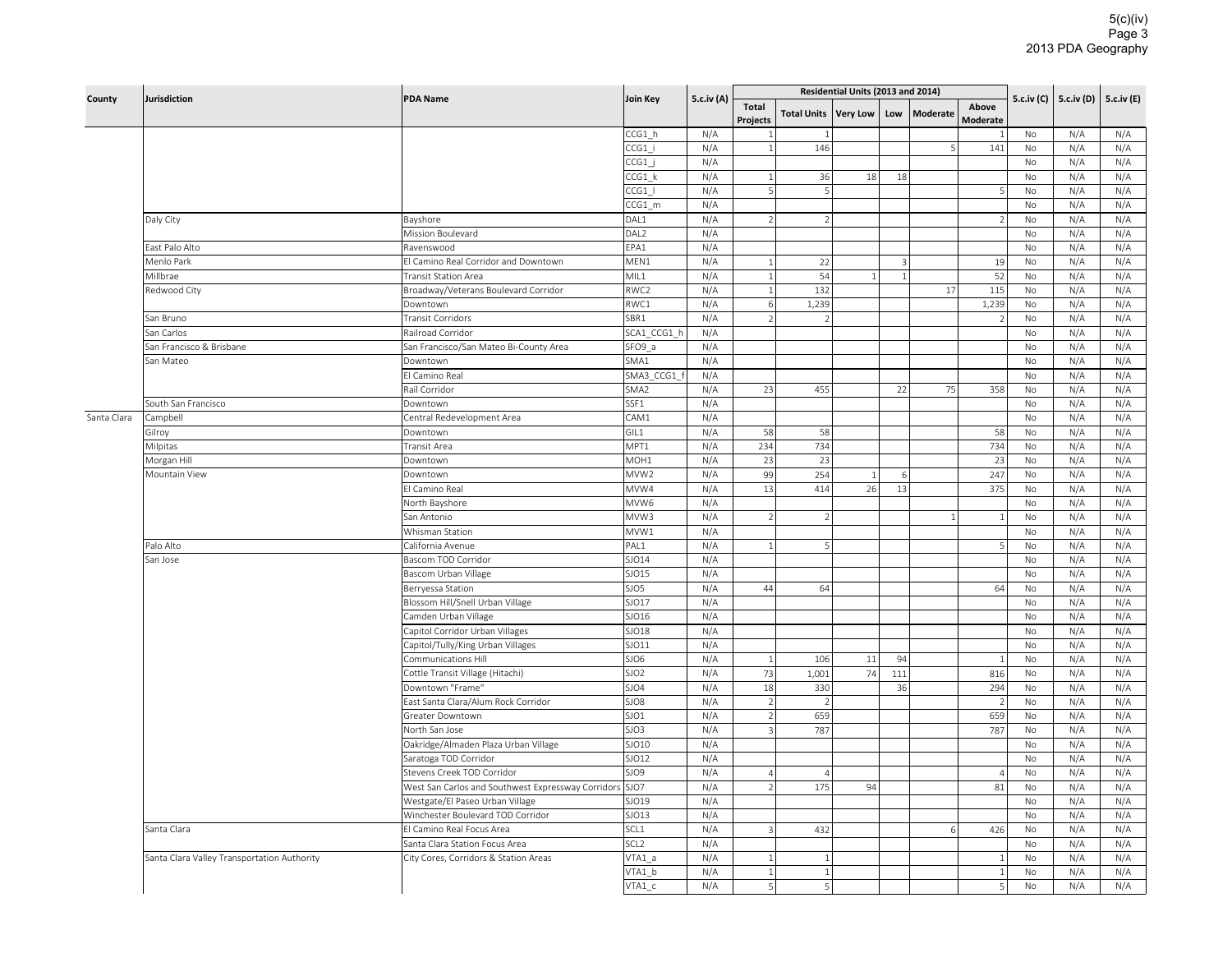| County | Jurisdiction | PDA Name | Join Key | 5.c.iv (A) | Residential Units (2013 and 2014) | | | | | | 5.c.iv (C) | 5.c.iv (D) | 5.c.iv (E) |
|---|---|---|---|---|---|---|---|---|---|---|---|---|---|
| | | | | | Total Projects | Total Units | Very Low | Low | Moderate | Above Moderate | | | |
| | | | CCG1_h | N/A | 1 | 1 | | | | 1 | No | N/A | N/A |
| | | | CCG1_i | N/A | 1 | 146 | | | 5 | 141 | No | N/A | N/A |
| | | | CCG1_j | N/A | | | | | | | No | N/A | N/A |
| | | | CCG1_k | N/A | 1 | 36 | 18 | 18 | | | No | N/A | N/A |
| | | | CCG1_l | N/A | 5 | 5 | | | | 5 | No | N/A | N/A |
| | | | CCG1_m | N/A | | | | | | | No | N/A | N/A |
| | Daly City | Bayshore | DAL1 | N/A | 2 | 2 | | | | 2 | No | N/A | N/A |
| | | Mission Boulevard | DAL2 | N/A | | | | | | | No | N/A | N/A |
| | East Palo Alto | Ravenswood | EPA1 | N/A | | | | | | | No | N/A | N/A |
| | Menlo Park | El Camino Real Corridor and Downtown | MEN1 | N/A | 1 | 22 | | 3 | | 19 | No | N/A | N/A |
| | Millbrae | Transit Station Area | MIL1 | N/A | 1 | 54 | 1 | 1 | | 52 | No | N/A | N/A |
| | Redwood City | Broadway/Veterans Boulevard Corridor | RWC2 | N/A | 1 | 132 | | | 17 | 115 | No | N/A | N/A |
| | | Downtown | RWC1 | N/A | 6 | 1,239 | | | | 1,239 | No | N/A | N/A |
| | San Bruno | Transit Corridors | SBR1 | N/A | 2 | 2 | | | | 2 | No | N/A | N/A |
| | San Carlos | Railroad Corridor | SCA1_CCG1_h | N/A | | | | | | | No | N/A | N/A |
| | San Francisco & Brisbane | San Francisco/San Mateo Bi-County Area | SFO9_a | N/A | | | | | | | No | N/A | N/A |
| | San Mateo | Downtown | SMA1 | N/A | | | | | | | No | N/A | N/A |
| | | El Camino Real | SMA3_CCG1_f | N/A | | | | | | | No | N/A | N/A |
| | | Rail Corridor | SMA2 | N/A | 23 | 455 | | 22 | 75 | 358 | No | N/A | N/A |
| | South San Francisco | Downtown | SSF1 | N/A | | | | | | | No | N/A | N/A |
| Santa Clara | Campbell | Central Redevelopment Area | CAM1 | N/A | | | | | | | No | N/A | N/A |
| | Gilroy | Downtown | GIL1 | N/A | 58 | 58 | | | | 58 | No | N/A | N/A |
| | Milpitas | Transit Area | MPT1 | N/A | 234 | 734 | | | | 734 | No | N/A | N/A |
| | Morgan Hill | Downtown | MOH1 | N/A | 23 | 23 | | | | 23 | No | N/A | N/A |
| | Mountain View | Downtown | MVW2 | N/A | 99 | 254 | 1 | 6 | | 247 | No | N/A | N/A |
| | | El Camino Real | MVW4 | N/A | 13 | 414 | 26 | 13 | | 375 | No | N/A | N/A |
| | | North Bayshore | MVW6 | N/A | | | | | | | No | N/A | N/A |
| | | San Antonio | MVW3 | N/A | 2 | 2 | | | 1 | 1 | No | N/A | N/A |
| | | Whisman Station | MVW1 | N/A | | | | | | | No | N/A | N/A |
| | Palo Alto | California Avenue | PAL1 | N/A | 1 | 5 | | | | 5 | No | N/A | N/A |
| | San Jose | Bascom TOD Corridor | SJO14 | N/A | | | | | | | No | N/A | N/A |
| | | Bascom Urban Village | SJO15 | N/A | | | | | | | No | N/A | N/A |
| | | Berryessa Station | SJO5 | N/A | 44 | 64 | | | | 64 | No | N/A | N/A |
| | | Blossom Hill/Snell Urban Village | SJO17 | N/A | | | | | | | No | N/A | N/A |
| | | Camden Urban Village | SJO16 | N/A | | | | | | | No | N/A | N/A |
| | | Capitol Corridor Urban Villages | SJO18 | N/A | | | | | | | No | N/A | N/A |
| | | Capitol/Tully/King Urban Villages | SJO11 | N/A | | | | | | | No | N/A | N/A |
| | | Communications Hill | SJO6 | N/A | 1 | 106 | 11 | 94 | | 1 | No | N/A | N/A |
| | | Cottle Transit Village (Hitachi) | SJO2 | N/A | 73 | 1,001 | 74 | 111 | | 816 | No | N/A | N/A |
| | | Downtown "Frame" | SJO4 | N/A | 18 | 330 | | 36 | | 294 | No | N/A | N/A |
| | | East Santa Clara/Alum Rock Corridor | SJO8 | N/A | 2 | 2 | | | | 2 | No | N/A | N/A |
| | | Greater Downtown | SJO1 | N/A | 2 | 659 | | | | 659 | No | N/A | N/A |
| | | North San Jose | SJO3 | N/A | 3 | 787 | | | | 787 | No | N/A | N/A |
| | | Oakridge/Almaden Plaza Urban Village | SJO10 | N/A | | | | | | | No | N/A | N/A |
| | | Saratoga TOD Corridor | SJO12 | N/A | | | | | | | No | N/A | N/A |
| | | Stevens Creek TOD Corridor | SJO9 | N/A | 4 | 4 | | | | 4 | No | N/A | N/A |
| | | West San Carlos and Southwest Expressway Corridors | SJO7 | N/A | 2 | 175 | 94 | | | 81 | No | N/A | N/A |
| | | Westgate/El Paseo Urban Village | SJO19 | N/A | | | | | | | No | N/A | N/A |
| | | Winchester Boulevard TOD Corridor | SJO13 | N/A | | | | | | | No | N/A | N/A |
| | Santa Clara | El Camino Real Focus Area | SCL1 | N/A | 3 | 432 | | | 6 | 426 | No | N/A | N/A |
| | | Santa Clara Station Focus Area | SCL2 | N/A | | | | | | | No | N/A | N/A |
| | Santa Clara Valley Transportation Authority | City Cores, Corridors & Station Areas | VTA1_a | N/A | 1 | 1 | | | | 1 | No | N/A | N/A |
| | | | VTA1_b | N/A | 1 | 1 | | | | 1 | No | N/A | N/A |
| | | | VTA1_c | N/A | 5 | 5 | | | | 5 | No | N/A | N/A |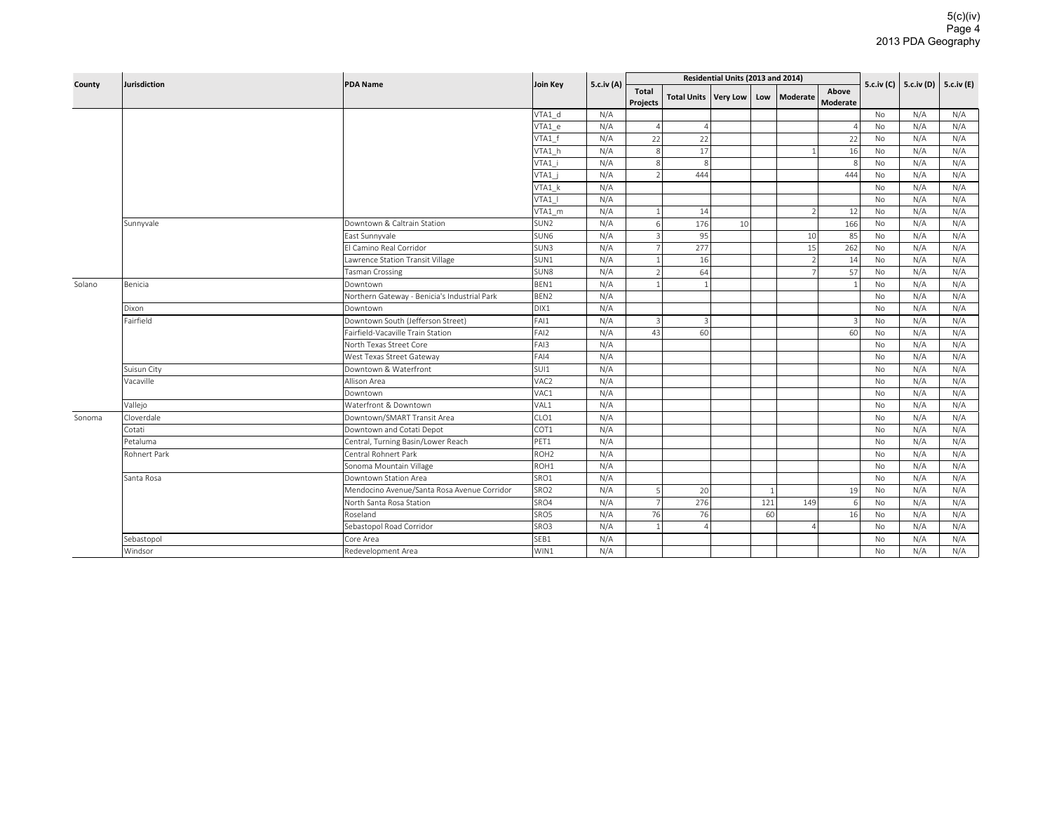| County | Jurisdiction | PDA Name | Join Key | 5.c.iv (A) | Residential Units (2013 and 2014) | | | | | | 5.c.iv (C) | 5.c.iv (D) | 5.c.iv (E) |
|---|---|---|---|---|---|---|---|---|---|---|---|---|---|
| | | | | | Total Projects | Total Units | Very Low | Low | Moderate | Above Moderate | | | |
| | | | VTA1_d | N/A | | | | | | | No | N/A | N/A |
| | | | VTA1_e | N/A | 4 | 4 | | | | 4 | No | N/A | N/A |
| | | | VTA1_f | N/A | 22 | 22 | | | | 22 | No | N/A | N/A |
| | | | VTA1_h | N/A | 8 | 17 | | | 1 | 16 | No | N/A | N/A |
| | | | VTA1_i | N/A | 8 | 8 | | | | 8 | No | N/A | N/A |
| | | | VTA1_j | N/A | 2 | 444 | | | | 444 | No | N/A | N/A |
| | | | VTA1_k | N/A | | | | | | | No | N/A | N/A |
| | | | VTA1_l | N/A | | | | | | | No | N/A | N/A |
| | | | VTA1_m | N/A | 1 | 14 | | | 2 | 12 | No | N/A | N/A |
| | Sunnyvale | Downtown & Caltrain Station | SUN2 | N/A | 6 | 176 | 10 | | | 166 | No | N/A | N/A |
| | | East Sunnyvale | SUN6 | N/A | 3 | 95 | | | 10 | 85 | No | N/A | N/A |
| | | El Camino Real Corridor | SUN3 | N/A | 7 | 277 | | | 15 | 262 | No | N/A | N/A |
| | | Lawrence Station Transit Village | SUN1 | N/A | 1 | 16 | | | 2 | 14 | No | N/A | N/A |
| | | Tasman Crossing | SUN8 | N/A | 2 | 64 | | | 7 | 57 | No | N/A | N/A |
| Solano | Benicia | Downtown | BEN1 | N/A | 1 | 1 | | | | 1 | No | N/A | N/A |
| | | Northern Gateway - Benicia's Industrial Park | BEN2 | N/A | | | | | | | No | N/A | N/A |
| | Dixon | Downtown | DIX1 | N/A | | | | | | | No | N/A | N/A |
| | Fairfield | Downtown South (Jefferson Street) | FAI1 | N/A | 3 | 3 | | | | 3 | No | N/A | N/A |
| | | Fairfield-Vacaville Train Station | FAI2 | N/A | 43 | 60 | | | | 60 | No | N/A | N/A |
| | | North Texas Street Core | FAI3 | N/A | | | | | | | No | N/A | N/A |
| | | West Texas Street Gateway | FAI4 | N/A | | | | | | | No | N/A | N/A |
| | Suisun City | Downtown & Waterfront | SUI1 | N/A | | | | | | | No | N/A | N/A |
| | Vacaville | Allison Area | VAC2 | N/A | | | | | | | No | N/A | N/A |
| | | Downtown | VAC1 | N/A | | | | | | | No | N/A | N/A |
| | Vallejo | Waterfront & Downtown | VAL1 | N/A | | | | | | | No | N/A | N/A |
| Sonoma | Cloverdale | Downtown/SMART Transit Area | CLO1 | N/A | | | | | | | No | N/A | N/A |
| | Cotati | Downtown and Cotati Depot | COT1 | N/A | | | | | | | No | N/A | N/A |
| | Petaluma | Central, Turning Basin/Lower Reach | PET1 | N/A | | | | | | | No | N/A | N/A |
| | Rohnert Park | Central Rohnert Park | ROH2 | N/A | | | | | | | No | N/A | N/A |
| | | Sonoma Mountain Village | ROH1 | N/A | | | | | | | No | N/A | N/A |
| | Santa Rosa | Downtown Station Area | SRO1 | N/A | | | | | | | No | N/A | N/A |
| | | Mendocino Avenue/Santa Rosa Avenue Corridor | SRO2 | N/A | 5 | 20 | | 1 | | 19 | No | N/A | N/A |
| | | North Santa Rosa Station | SRO4 | N/A | 7 | 276 | | 121 | 149 | 6 | No | N/A | N/A |
| | | Roseland | SRO5 | N/A | 76 | 76 | | 60 | | 16 | No | N/A | N/A |
| | | Sebastopol Road Corridor | SRO3 | N/A | 1 | 4 | | | 4 | | No | N/A | N/A |
| | Sebastopol | Core Area | SEB1 | N/A | | | | | | | No | N/A | N/A |
| | Windsor | Redevelopment Area | WIN1 | N/A | | | | | | | No | N/A | N/A |